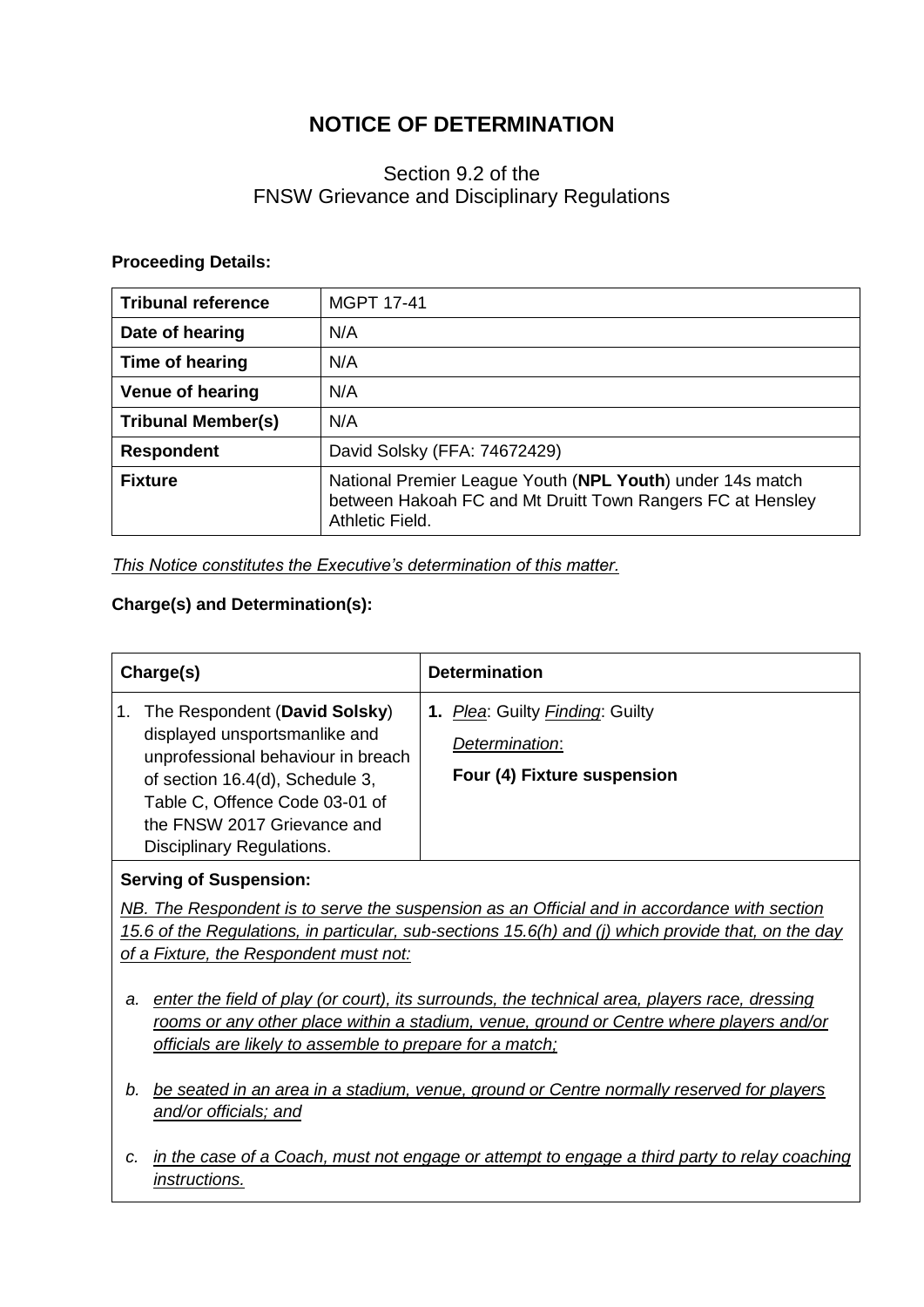# NOTICE OF DETERMINATION

Section 9.2 of the
FNSW Grievance and Disciplinary Regulations

**Proceeding Details:**

| **Tribunal reference** | MGPT 17-41 |
|---|---|
| **Date of hearing** | N/A |
| **Time of hearing** | N/A |
| **Venue of hearing** | N/A |
| **Tribunal Member(s)** | N/A |
| **Respondent** | David Solsky (FFA: 74672429) |
| **Fixture** | National Premier League Youth (**NPL Youth**) under 14s match between Hakoah FC and Mt Druitt Town Rangers FC at Hensley Athletic Field. |

*This Notice constitutes the Executive's determination of this matter.*

**Charge(s) and Determination(s):**

| **Charge(s)** | **Determination** |
|---|---|
| 1. The Respondent (**David Solsky**) displayed unsportsmanlike and unprofessional behaviour in breach of section 16.4(d), Schedule 3, Table C, Offence Code 03-01 of the FNSW 2017 Grievance and Disciplinary Regulations. | **1.** *Plea*: Guilty *Finding*: Guilty<br>*Determination*:<br>**Four (4) Fixture suspension** |

**Serving of Suspension:**

*NB. The Respondent is to serve the suspension as an Official and in accordance with section 15.6 of the Regulations, in particular, sub-sections 15.6(h) and (j) which provide that, on the day of a Fixture, the Respondent must not:*

a. *enter the field of play (or court), its surrounds, the technical area, players race, dressing rooms or any other place within a stadium, venue, ground or Centre where players and/or officials are likely to assemble to prepare for a match;*

b. *be seated in an area in a stadium, venue, ground or Centre normally reserved for players and/or officials; and*

c. *in the case of a Coach, must not engage or attempt to engage a third party to relay coaching instructions.*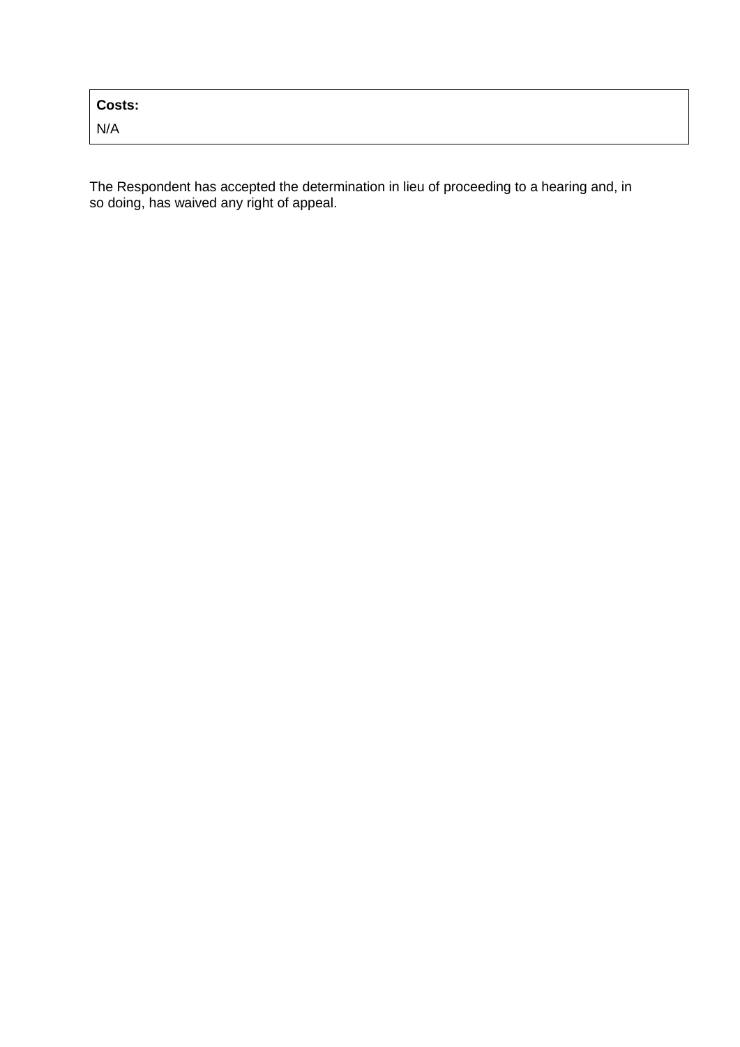| **Costs:** |
| --- |
| N/A |

The Respondent has accepted the determination in lieu of proceeding to a hearing and, in so doing, has waived any right of appeal.